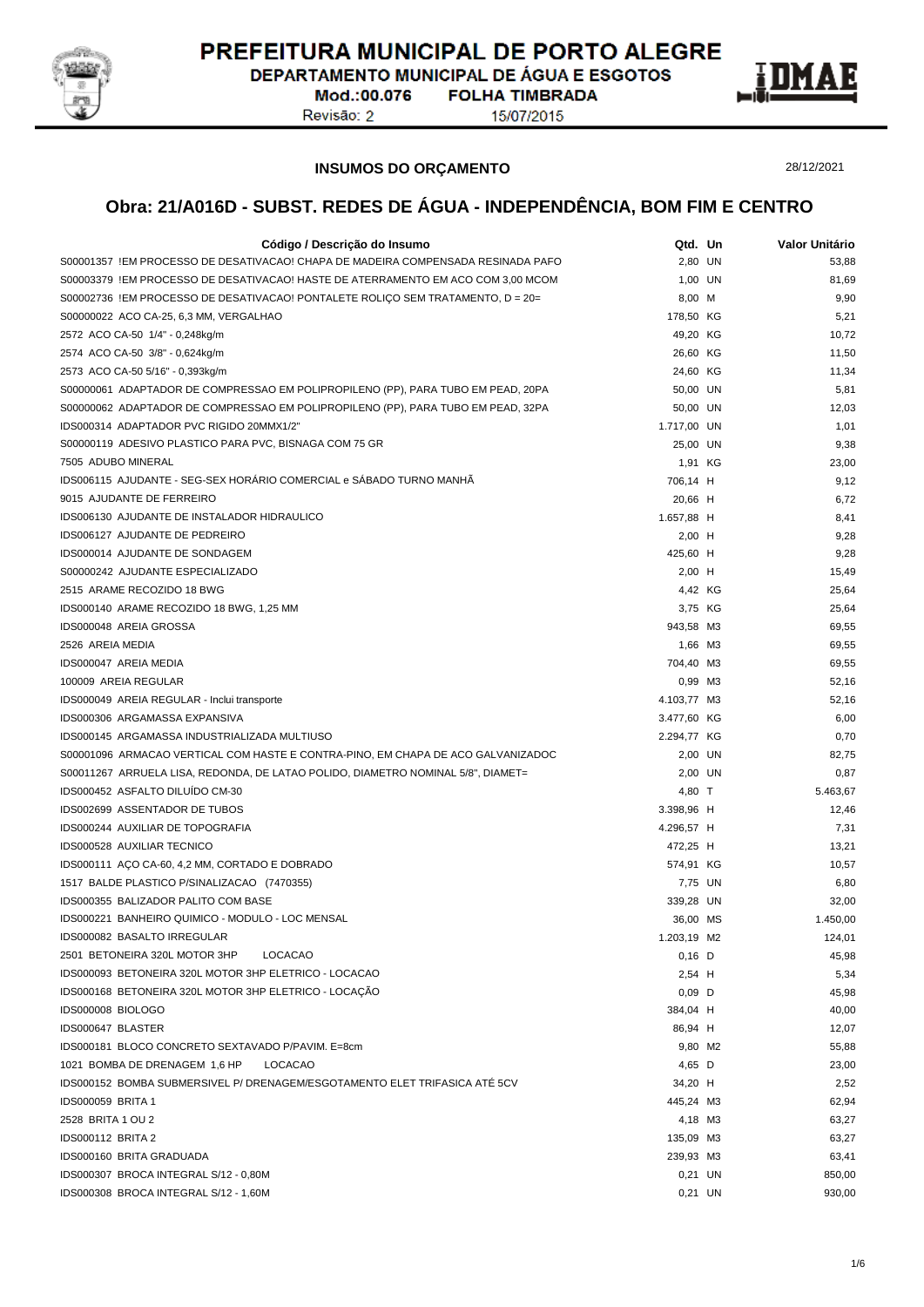PREFEITURA MUNICIPAL DE PORTO ALEGRE

DEPARTAMENTO MUNICIPAL DE ÁGUA E ESGOTOS

Mod.:00.076 FOLHA TIMBRADA

Revisão: 2 15/07/2015

DMAE

## INSUMOS DO ORÇAMENTO

28/12/2021

# Obra: 21/A016D - SUBST. REDES DE ÁGUA - INDEPENDÊNCIA, BOM FIM E CENTRO

| Código / Descrição do Insumo | Qtd. | Un | Valor Unitário |
|---|---|---|---|
| S00001357 !EM PROCESSO DE DESATIVACAO! CHAPA DE MADEIRA COMPENSADA RESINADA PAFO | 2,80 | UN | 53,88 |
| S00003379 !EM PROCESSO DE DESATIVACAO! HASTE DE ATERRAMENTO EM ACO COM 3,00 MCOM | 1,00 | UN | 81,69 |
| S00002736 !EM PROCESSO DE DESATIVACAO! PONTALETE ROLIÇO SEM TRATAMENTO, D = 20= | 8,00 | M | 9,90 |
| S00000022 ACO CA-25, 6,3 MM, VERGALHAO | 178,50 | KG | 5,21 |
| 2572 ACO CA-50 1/4" - 0,248kg/m | 49,20 | KG | 10,72 |
| 2574 ACO CA-50 3/8" - 0,624kg/m | 26,60 | KG | 11,50 |
| 2573 ACO CA-50 5/16" - 0,393kg/m | 24,60 | KG | 11,34 |
| S00000061 ADAPTADOR DE COMPRESSAO EM POLIPROPILENO (PP), PARA TUBO EM PEAD, 20PA | 50,00 | UN | 5,81 |
| S00000062 ADAPTADOR DE COMPRESSAO EM POLIPROPILENO (PP), PARA TUBO EM PEAD, 32PA | 50,00 | UN | 12,03 |
| IDS000314 ADAPTADOR PVC RIGIDO 20MMX1/2" | 1.717,00 | UN | 1,01 |
| S00000119 ADESIVO PLASTICO PARA PVC, BISNAGA COM 75 GR | 25,00 | UN | 9,38 |
| 7505 ADUBO MINERAL | 1,91 | KG | 23,00 |
| IDS006115 AJUDANTE - SEG-SEX HORÁRIO COMERCIAL e SÁBADO TURNO MANHÃ | 706,14 | H | 9,12 |
| 9015 AJUDANTE DE FERREIRO | 20,66 | H | 6,72 |
| IDS006130 AJUDANTE DE INSTALADOR HIDRAULICO | 1.657,88 | H | 8,41 |
| IDS006127 AJUDANTE DE PEDREIRO | 2,00 | H | 9,28 |
| IDS000014 AJUDANTE DE SONDAGEM | 425,60 | H | 9,28 |
| S00000242 AJUDANTE ESPECIALIZADO | 2,00 | H | 15,49 |
| 2515 ARAME RECOZIDO 18 BWG | 4,42 | KG | 25,64 |
| IDS000140 ARAME RECOZIDO 18 BWG, 1,25 MM | 3,75 | KG | 25,64 |
| IDS000048 AREIA GROSSA | 943,58 | M3 | 69,55 |
| 2526 AREIA MEDIA | 1,66 | M3 | 69,55 |
| IDS000047 AREIA MEDIA | 704,40 | M3 | 69,55 |
| 100009 AREIA REGULAR | 0,99 | M3 | 52,16 |
| IDS000049 AREIA REGULAR - Inclui transporte | 4.103,77 | M3 | 52,16 |
| IDS000306 ARGAMASSA EXPANSIVA | 3.477,60 | KG | 6,00 |
| IDS000145 ARGAMASSA INDUSTRIALIZADA MULTIUSO | 2.294,77 | KG | 0,70 |
| S00001096 ARMACAO VERTICAL COM HASTE E CONTRA-PINO, EM CHAPA DE ACO GALVANIZADOC | 2,00 | UN | 82,75 |
| S00011267 ARRUELA LISA, REDONDA, DE LATAO POLIDO, DIAMETRO NOMINAL 5/8", DIAMET= | 2,00 | UN | 0,87 |
| IDS000452 ASFALTO DILUÍDO CM-30 | 4,80 | T | 5.463,67 |
| IDS002699 ASSENTADOR DE TUBOS | 3.398,96 | H | 12,46 |
| IDS000244 AUXILIAR DE TOPOGRAFIA | 4.296,57 | H | 7,31 |
| IDS000528 AUXILIAR TECNICO | 472,25 | H | 13,21 |
| IDS000111 AÇO CA-60, 4,2 MM, CORTADO E DOBRADO | 574,91 | KG | 10,57 |
| 1517 BALDE PLASTICO P/SINALIZACAO (7470355) | 7,75 | UN | 6,80 |
| IDS000355 BALIZADOR PALITO COM BASE | 339,28 | UN | 32,00 |
| IDS000221 BANHEIRO QUIMICO - MODULO - LOC MENSAL | 36,00 | MS | 1.450,00 |
| IDS000082 BASALTO IRREGULAR | 1.203,19 | M2 | 124,01 |
| 2501 BETONEIRA 320L MOTOR 3HP LOCACAO | 0,16 | D | 45,98 |
| IDS000093 BETONEIRA 320L MOTOR 3HP ELETRICO - LOCACAO | 2,54 | H | 5,34 |
| IDS000168 BETONEIRA 320L MOTOR 3HP ELETRICO - LOCAÇÃO | 0,09 | D | 45,98 |
| IDS000008 BIOLOGO | 384,04 | H | 40,00 |
| IDS000647 BLASTER | 86,94 | H | 12,07 |
| IDS000181 BLOCO CONCRETO SEXTAVADO P/PAVIM. E=8cm | 9,80 | M2 | 55,88 |
| 1021 BOMBA DE DRENAGEM 1,6 HP LOCACAO | 4,65 | D | 23,00 |
| IDS000152 BOMBA SUBMERSIVEL P/ DRENAGEM/ESGOTAMENTO ELET TRIFASICA ATÉ 5CV | 34,20 | H | 2,52 |
| IDS000059 BRITA 1 | 445,24 | M3 | 62,94 |
| 2528 BRITA 1 OU 2 | 4,18 | M3 | 63,27 |
| IDS000112 BRITA 2 | 135,09 | M3 | 63,27 |
| IDS000160 BRITA GRADUADA | 239,93 | M3 | 63,41 |
| IDS000307 BROCA INTEGRAL S/12 - 0,80M | 0,21 | UN | 850,00 |
| IDS000308 BROCA INTEGRAL S/12 - 1,60M | 0,21 | UN | 930,00 |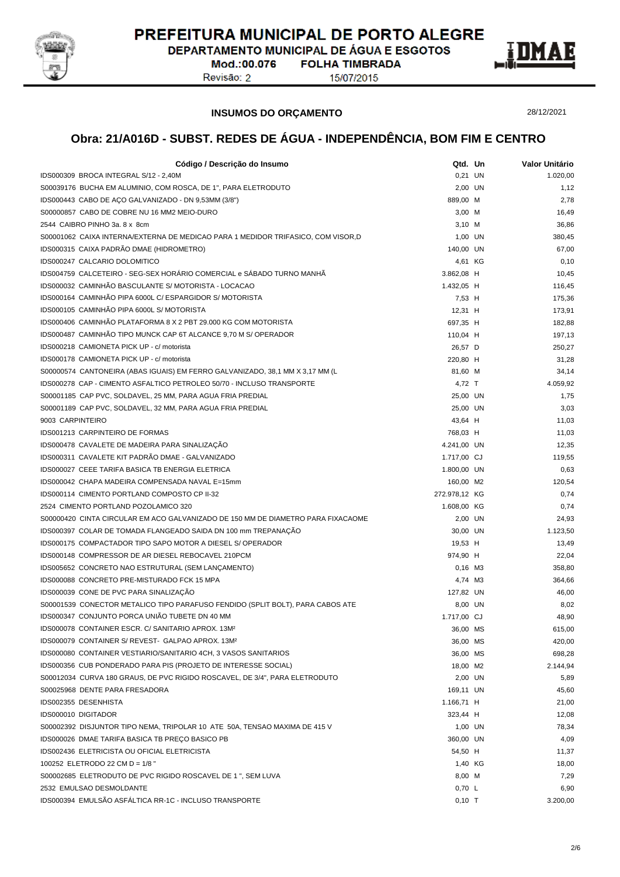PREFEITURA MUNICIPAL DE PORTO ALEGRE
DEPARTAMENTO MUNICIPAL DE ÁGUA E ESGOTOS
Mod.:00.076 FOLHA TIMBRADA
Revisão: 2 15/07/2015

**INSUMOS DO ORÇAMENTO** 28/12/2021

## Obra: 21/A016D - SUBST. REDES DE ÁGUA - INDEPENDÊNCIA, BOM FIM E CENTRO

| Código / Descrição do Insumo | Qtd. | Un | Valor Unitário |
|---|---|---|---|
| IDS000309 BROCA INTEGRAL S/12 - 2,40M | 0,21 | UN | 1.020,00 |
| S00039176 BUCHA EM ALUMINIO, COM ROSCA, DE 1", PARA ELETRODUTO | 2,00 | UN | 1,12 |
| IDS000443 CABO DE AÇO GALVANIZADO - DN 9,53MM (3/8") | 889,00 | M | 2,78 |
| S00000857 CABO DE COBRE NU 16 MM2 MEIO-DURO | 3,00 | M | 16,49 |
| 2544 CAIBRO PINHO 3a. 8 x 8cm | 3,10 | M | 36,86 |
| S00001062 CAIXA INTERNA/EXTERNA DE MEDICAO PARA 1 MEDIDOR TRIFASICO, COM VISOR,D | 1,00 | UN | 380,45 |
| IDS000315 CAIXA PADRÃO DMAE (HIDROMETRO) | 140,00 | UN | 67,00 |
| IDS000247 CALCARIO DOLOMITICO | 4,61 | KG | 0,10 |
| IDS004759 CALCETEIRO - SEG-SEX HORÁRIO COMERCIAL e SÁBADO TURNO MANHÃ | 3.862,08 | H | 10,45 |
| IDS000032 CAMINHÃO BASCULANTE S/ MOTORISTA - LOCACAO | 1.432,05 | H | 116,45 |
| IDS000164 CAMINHÃO PIPA 6000L C/ ESPARGIDOR S/ MOTORISTA | 7,53 | H | 175,36 |
| IDS000105 CAMINHÃO PIPA 6000L S/ MOTORISTA | 12,31 | H | 173,91 |
| IDS000406 CAMINHÃO PLATAFORMA 8 X 2 PBT 29.000 KG COM MOTORISTA | 697,35 | H | 182,88 |
| IDS000487 CAMINHÃO TIPO MUNCK CAP 6T ALCANCE 9,70 M S/ OPERADOR | 110,04 | H | 197,13 |
| IDS000218 CAMIONETA PICK UP - c/ motorista | 26,57 | D | 250,27 |
| IDS000178 CAMIONETA PICK UP - c/ motorista | 220,80 | H | 31,28 |
| S00000574 CANTONEIRA (ABAS IGUAIS) EM FERRO GALVANIZADO, 38,1 MM X 3,17 MM (L | 81,60 | M | 34,14 |
| IDS000278 CAP - CIMENTO ASFALTICO PETROLEO 50/70 - INCLUSO TRANSPORTE | 4,72 | T | 4.059,92 |
| S00001185 CAP PVC, SOLDAVEL, 25 MM, PARA AGUA FRIA PREDIAL | 25,00 | UN | 1,75 |
| S00001189 CAP PVC, SOLDAVEL, 32 MM, PARA AGUA FRIA PREDIAL | 25,00 | UN | 3,03 |
| 9003 CARPINTEIRO | 43,64 | H | 11,03 |
| IDS001213 CARPINTEIRO DE FORMAS | 768,03 | H | 11,03 |
| IDS000478 CAVALETE DE MADEIRA PARA SINALIZAÇÃO | 4.241,00 | UN | 12,35 |
| IDS000311 CAVALETE KIT PADRÃO DMAE - GALVANIZADO | 1.717,00 | CJ | 119,55 |
| IDS000027 CEEE TARIFA BASICA TB ENERGIA ELETRICA | 1.800,00 | UN | 0,63 |
| IDS000042 CHAPA MADEIRA COMPENSADA NAVAL E=15mm | 160,00 | M2 | 120,54 |
| IDS000114 CIMENTO PORTLAND COMPOSTO CP II-32 | 272.978,12 | KG | 0,74 |
| 2524 CIMENTO PORTLAND POZOLAMICO 320 | 1.608,00 | KG | 0,74 |
| S00000420 CINTA CIRCULAR EM ACO GALVANIZADO DE 150 MM DE DIAMETRO PARA FIXACAOME | 2,00 | UN | 24,93 |
| IDS000397 COLAR DE TOMADA FLANGEADO SAIDA DN 100 mm TREPANAÇÃO | 30,00 | UN | 1.123,50 |
| IDS000175 COMPACTADOR TIPO SAPO MOTOR A DIESEL S/ OPERADOR | 19,53 | H | 13,49 |
| IDS000148 COMPRESSOR DE AR DIESEL REBOCAVEL 210PCM | 974,90 | H | 22,04 |
| IDS005652 CONCRETO NAO ESTRUTURAL (SEM LANÇAMENTO) | 0,16 | M3 | 358,80 |
| IDS000088 CONCRETO PRE-MISTURADO FCK 15 MPA | 4,74 | M3 | 364,66 |
| IDS000039 CONE DE PVC PARA SINALIZAÇÃO | 127,82 | UN | 46,00 |
| S00001539 CONECTOR METALICO TIPO PARAFUSO FENDIDO (SPLIT BOLT), PARA CABOS ATE | 8,00 | UN | 8,02 |
| IDS000347 CONJUNTO PORCA UNIÃO TUBETE DN 40 MM | 1.717,00 | CJ | 48,90 |
| IDS000078 CONTAINER ESCR. C/ SANITARIO APROX. 13M² | 36,00 | MS | 615,00 |
| IDS000079 CONTAINER S/ REVEST- GALPAO APROX. 13M² | 36,00 | MS | 420,00 |
| IDS000080 CONTAINER VESTIARIO/SANITARIO 4CH, 3 VASOS SANITARIOS | 36,00 | MS | 698,28 |
| IDS000356 CUB PONDERADO PARA PIS (PROJETO DE INTERESSE SOCIAL) | 18,00 | M2 | 2.144,94 |
| S00012034 CURVA 180 GRAUS, DE PVC RIGIDO ROSCAVEL, DE 3/4", PARA ELETRODUTO | 2,00 | UN | 5,89 |
| S00025968 DENTE PARA FRESADORA | 169,11 | UN | 45,60 |
| IDS002355 DESENHISTA | 1.166,71 | H | 21,00 |
| IDS000010 DIGITADOR | 323,44 | H | 12,08 |
| S00002392 DISJUNTOR TIPO NEMA, TRIPOLAR 10 ATE 50A, TENSAO MAXIMA DE 415 V | 1,00 | UN | 78,34 |
| IDS000026 DMAE TARIFA BASICA TB PREÇO BASICO PB | 360,00 | UN | 4,09 |
| IDS002436 ELETRICISTA OU OFICIAL ELETRICISTA | 54,50 | H | 11,37 |
| 100252 ELETRODO 22 CM D = 1/8 " | 1,40 | KG | 18,00 |
| S00002685 ELETRODUTO DE PVC RIGIDO ROSCAVEL DE 1 ", SEM LUVA | 8,00 | M | 7,29 |
| 2532 EMULSAO DESMOLDANTE | 0,70 | L | 6,90 |
| IDS000394 EMULSÃO ASFÁLTICA RR-1C - INCLUSO TRANSPORTE | 0,10 | T | 3.200,00 |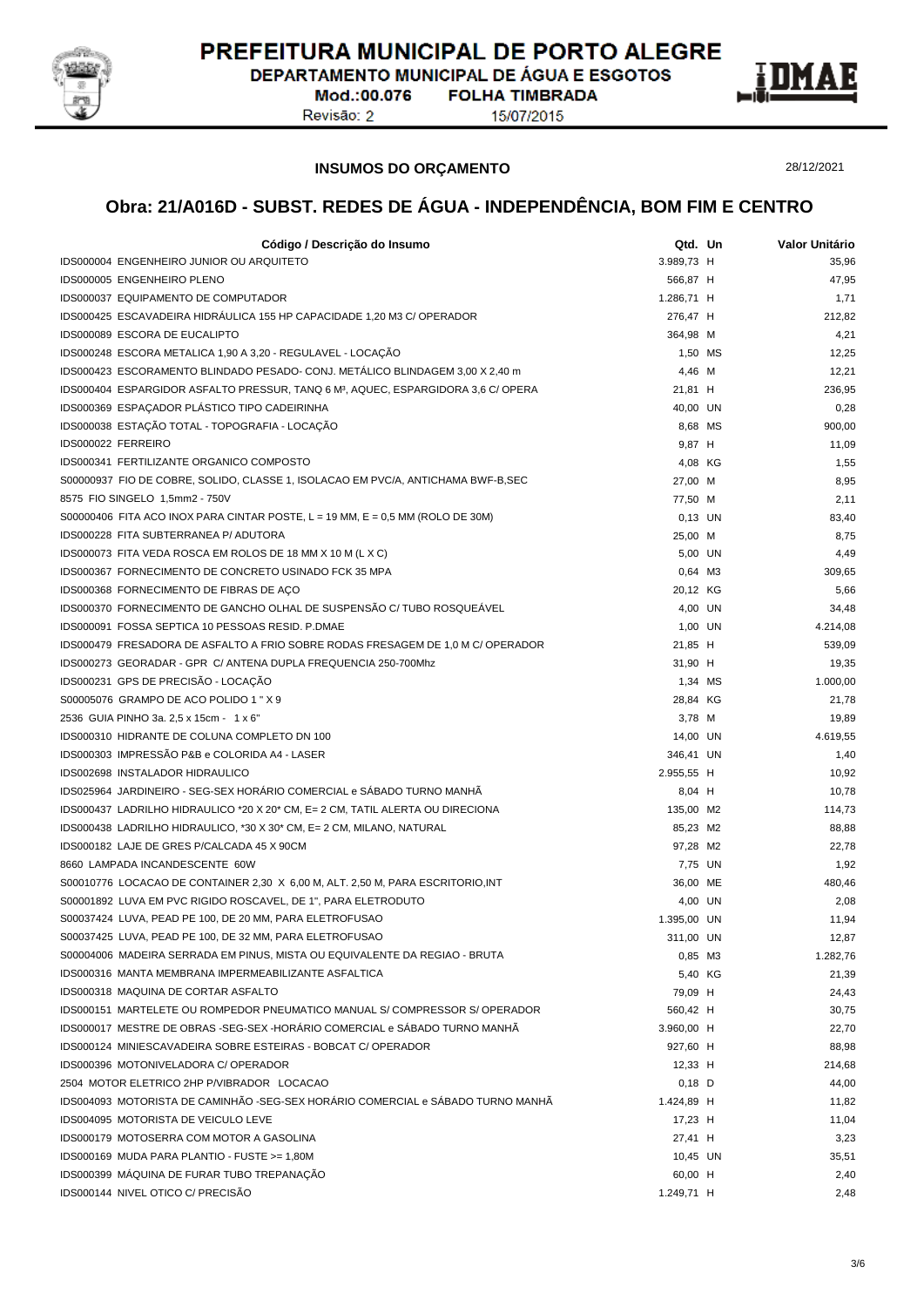# PREFEITURA MUNICIPAL DE PORTO ALEGRE

DEPARTAMENTO MUNICIPAL DE ÁGUA E ESGOTOS

Mod.:00.076 FOLHA TIMBRADA

Revisão: 2 15/07/2015

**INSUMOS DO ORÇAMENTO**

28/12/2021

## Obra: 21/A016D - SUBST. REDES DE ÁGUA - INDEPENDÊNCIA, BOM FIM E CENTRO

| Código / Descrição do Insumo | Qtd. | Un | Valor Unitário |
|---|---|---|---|
| IDS000004 ENGENHEIRO JUNIOR OU ARQUITETO | 3.989,73 | H | 35,96 |
| IDS000005 ENGENHEIRO PLENO | 566,87 | H | 47,95 |
| IDS000037 EQUIPAMENTO DE COMPUTADOR | 1.286,71 | H | 1,71 |
| IDS000425 ESCAVADEIRA HIDRÁULICA 155 HP CAPACIDADE 1,20 M3 C/ OPERADOR | 276,47 | H | 212,82 |
| IDS000089 ESCORA DE EUCALIPTO | 364,98 | M | 4,21 |
| IDS000248 ESCORA METALICA 1,90 A 3,20 - REGULAVEL - LOCAÇÃO | 1,50 | MS | 12,25 |
| IDS000423 ESCORAMENTO BLINDADO PESADO- CONJ. METÁLICO BLINDAGEM 3,00 X 2,40 m | 4,46 | M | 12,21 |
| IDS000404 ESPARGIDOR ASFALTO PRESSUR, TANQ 6 M³, AQUEC, ESPARGIDORA 3,6 C/ OPERA | 21,81 | H | 236,95 |
| IDS000369 ESPAÇADOR PLÁSTICO TIPO CADEIRINHA | 40,00 | UN | 0,28 |
| IDS000038 ESTAÇÃO TOTAL - TOPOGRAFIA - LOCAÇÃO | 8,68 | MS | 900,00 |
| IDS000022 FERREIRO | 9,87 | H | 11,09 |
| IDS000341 FERTILIZANTE ORGANICO COMPOSTO | 4,08 | KG | 1,55 |
| S00000937 FIO DE COBRE, SOLIDO, CLASSE 1, ISOLACAO EM PVC/A, ANTICHAMA BWF-B,SEC | 27,00 | M | 8,95 |
| 8575 FIO SINGELO 1,5mm2 - 750V | 77,50 | M | 2,11 |
| S00000406 FITA ACO INOX PARA CINTAR POSTE, L = 19 MM, E = 0,5 MM (ROLO DE 30M) | 0,13 | UN | 83,40 |
| IDS000228 FITA SUBTERRANEA P/ ADUTORA | 25,00 | M | 8,75 |
| IDS000073 FITA VEDA ROSCA EM ROLOS DE 18 MM X 10 M (L X C) | 5,00 | UN | 4,49 |
| IDS000367 FORNECIMENTO DE CONCRETO USINADO FCK 35 MPA | 0,64 | M3 | 309,65 |
| IDS000368 FORNECIMENTO DE FIBRAS DE AÇO | 20,12 | KG | 5,66 |
| IDS000370 FORNECIMENTO DE GANCHO OLHAL DE SUSPENSÃO C/ TUBO ROSQUEÁVEL | 4,00 | UN | 34,48 |
| IDS000091 FOSSA SEPTICA 10 PESSOAS RESID. P.DMAE | 1,00 | UN | 4.214,08 |
| IDS000479 FRESADORA DE ASFALTO A FRIO SOBRE RODAS FRESAGEM DE 1,0 M C/ OPERADOR | 21,85 | H | 539,09 |
| IDS000273 GEORADAR - GPR C/ ANTENA DUPLA FREQUENCIA 250-700Mhz | 31,90 | H | 19,35 |
| IDS000231 GPS DE PRECISÃO - LOCAÇÃO | 1,34 | MS | 1.000,00 |
| S00005076 GRAMPO DE ACO POLIDO 1 " X 9 | 28,84 | KG | 21,78 |
| 2536 GUIA PINHO 3a. 2,5 x 15cm - 1 x 6" | 3,78 | M | 19,89 |
| IDS000310 HIDRANTE DE COLUNA COMPLETO DN 100 | 14,00 | UN | 4.619,55 |
| IDS000303 IMPRESSÃO P&B e COLORIDA A4 - LASER | 346,41 | UN | 1,40 |
| IDS002698 INSTALADOR HIDRAULICO | 2.955,55 | H | 10,92 |
| IDS025964 JARDINEIRO - SEG-SEX HORÁRIO COMERCIAL e SÁBADO TURNO MANHÃ | 8,04 | H | 10,78 |
| IDS000437 LADRILHO HIDRAULICO *20 X 20* CM, E= 2 CM, TATIL ALERTA OU DIRECIONA | 135,00 | M2 | 114,73 |
| IDS000438 LADRILHO HIDRAULICO, *30 X 30* CM, E= 2 CM, MILANO, NATURAL | 85,23 | M2 | 88,88 |
| IDS000182 LAJE DE GRES P/CALCADA 45 X 90CM | 97,28 | M2 | 22,78 |
| 8660 LAMPADA INCANDESCENTE 60W | 7,75 | UN | 1,92 |
| S00010776 LOCACAO DE CONTAINER 2,30 X 6,00 M, ALT. 2,50 M, PARA ESCRITORIO,INT | 36,00 | ME | 480,46 |
| S00001892 LUVA EM PVC RIGIDO ROSCAVEL, DE 1", PARA ELETRODUTO | 4,00 | UN | 2,08 |
| S00037424 LUVA, PEAD PE 100, DE 20 MM, PARA ELETROFUSAO | 1.395,00 | UN | 11,94 |
| S00037425 LUVA, PEAD PE 100, DE 32 MM, PARA ELETROFUSAO | 311,00 | UN | 12,87 |
| S00004006 MADEIRA SERRADA EM PINUS, MISTA OU EQUIVALENTE DA REGIAO - BRUTA | 0,85 | M3 | 1.282,76 |
| IDS000316 MANTA MEMBRANA IMPERMEABILIZANTE ASFALTICA | 5,40 | KG | 21,39 |
| IDS000318 MAQUINA DE CORTAR ASFALTO | 79,09 | H | 24,43 |
| IDS000151 MARTELETE OU ROMPEDOR PNEUMATICO MANUAL S/ COMPRESSOR S/ OPERADOR | 560,42 | H | 30,75 |
| IDS000017 MESTRE DE OBRAS -SEG-SEX -HORÁRIO COMERCIAL e SÁBADO TURNO MANHÃ | 3.960,00 | H | 22,70 |
| IDS000124 MINIESCAVADEIRA SOBRE ESTEIRAS - BOBCAT C/ OPERADOR | 927,60 | H | 88,98 |
| IDS000396 MOTONIVELADORA C/ OPERADOR | 12,33 | H | 214,68 |
| 2504 MOTOR ELETRICO 2HP P/VIBRADOR LOCACAO | 0,18 | D | 44,00 |
| IDS004093 MOTORISTA DE CAMINHÃO -SEG-SEX HORÁRIO COMERCIAL e SÁBADO TURNO MANHÃ | 1.424,89 | H | 11,82 |
| IDS004095 MOTORISTA DE VEICULO LEVE | 17,23 | H | 11,04 |
| IDS000179 MOTOSERRA COM MOTOR A GASOLINA | 27,41 | H | 3,23 |
| IDS000169 MUDA PARA PLANTIO - FUSTE >= 1,80M | 10,45 | UN | 35,51 |
| IDS000399 MÁQUINA DE FURAR TUBO TREPANAÇÃO | 60,00 | H | 2,40 |
| IDS000144 NIVEL OTICO C/ PRECISÃO | 1.249,71 | H | 2,48 |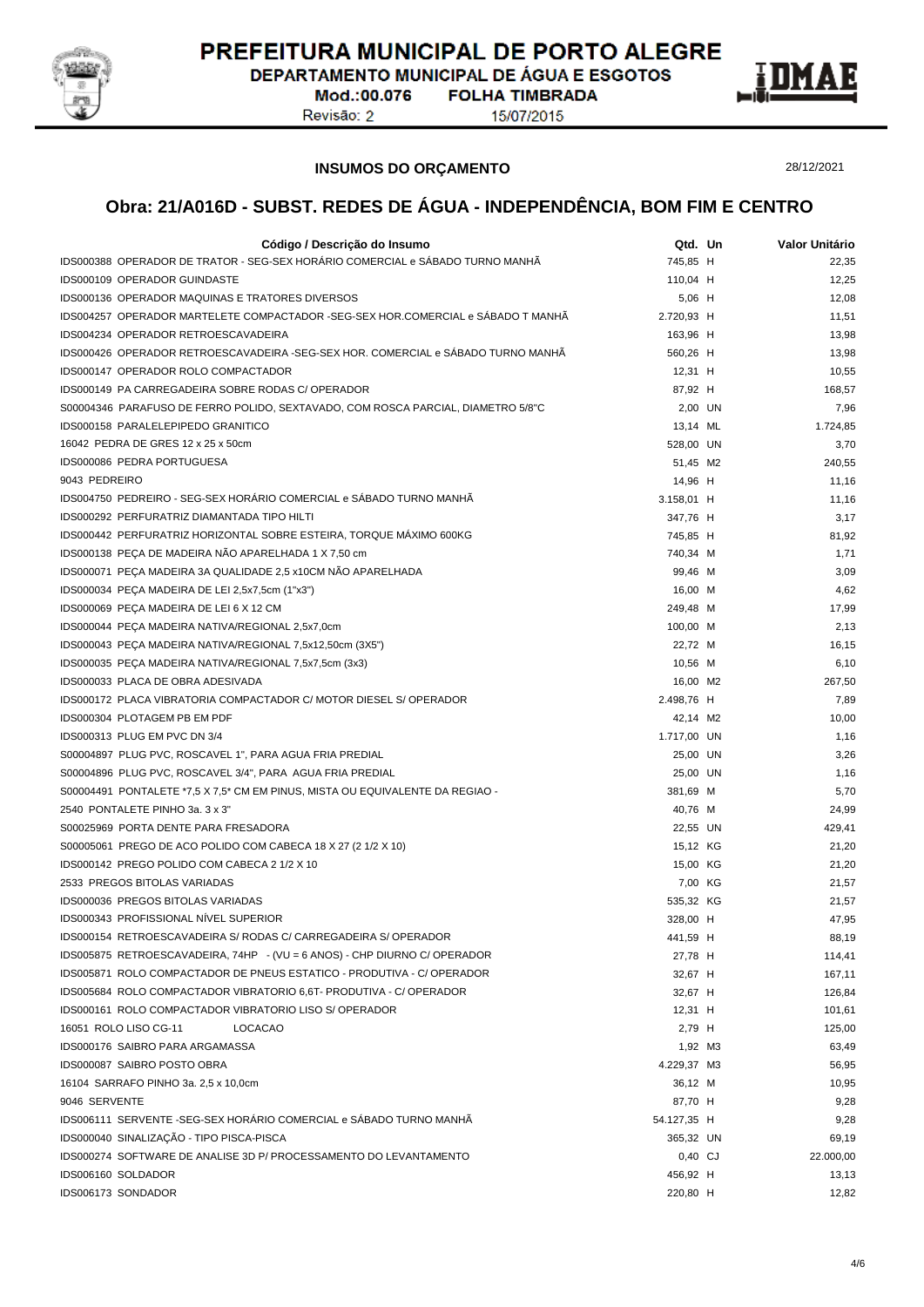**PREFEITURA MUNICIPAL DE PORTO ALEGRE**
DEPARTAMENTO MUNICIPAL DE ÁGUA E ESGOTOS
Mod.:00.076 FOLHA TIMBRADA
Revisão: 2 15/07/2015

## INSUMOS DO ORÇAMENTO

28/12/2021

# Obra: 21/A016D - SUBST. REDES DE ÁGUA - INDEPENDÊNCIA, BOM FIM E CENTRO

| Código / Descrição do Insumo | Qtd. | Un | Valor Unitário |
|---|---|---|---|
| IDS000388 OPERADOR DE TRATOR - SEG-SEX HORÁRIO COMERCIAL e SÁBADO TURNO MANHÃ | 745,85 | H | 22,35 |
| IDS000109 OPERADOR GUINDASTE | 110,04 | H | 12,25 |
| IDS000136 OPERADOR MAQUINAS E TRATORES DIVERSOS | 5,06 | H | 12,08 |
| IDS004257 OPERADOR MARTELETE COMPACTADOR -SEG-SEX HOR.COMERCIAL e SÁBADO T MANHÃ | 2.720,93 | H | 11,51 |
| IDS004234 OPERADOR RETROESCAVADEIRA | 163,96 | H | 13,98 |
| IDS000426 OPERADOR RETROESCAVADEIRA -SEG-SEX HOR. COMERCIAL e SÁBADO TURNO MANHÃ | 560,26 | H | 13,98 |
| IDS000147 OPERADOR ROLO COMPACTADOR | 12,31 | H | 10,55 |
| IDS000149 PA CARREGADEIRA SOBRE RODAS C/ OPERADOR | 87,92 | H | 168,57 |
| S00004346 PARAFUSO DE FERRO POLIDO, SEXTAVADO, COM ROSCA PARCIAL, DIAMETRO 5/8"C | 2,00 | UN | 7,96 |
| IDS000158 PARALELEPIPEDO GRANITICO | 13,14 | ML | 1.724,85 |
| 16042 PEDRA DE GRES 12 x 25 x 50cm | 528,00 | UN | 3,70 |
| IDS000086 PEDRA PORTUGUESA | 51,45 | M2 | 240,55 |
| 9043 PEDREIRO | 14,96 | H | 11,16 |
| IDS004750 PEDREIRO - SEG-SEX HORÁRIO COMERCIAL e SÁBADO TURNO MANHÃ | 3.158,01 | H | 11,16 |
| IDS000292 PERFURATRIZ DIAMANTADA TIPO HILTI | 347,76 | H | 3,17 |
| IDS000442 PERFURATRIZ HORIZONTAL SOBRE ESTEIRA, TORQUE MÁXIMO 600KG | 745,85 | H | 81,92 |
| IDS000138 PEÇA DE MADEIRA NÃO APARELHADA 1 X 7,50 cm | 740,34 | M | 1,71 |
| IDS000071 PEÇA MADEIRA 3A QUALIDADE 2,5 x10CM NÃO APARELHADA | 99,46 | M | 3,09 |
| IDS000034 PEÇA MADEIRA DE LEI 2,5x7,5cm (1"x3") | 16,00 | M | 4,62 |
| IDS000069 PEÇA MADEIRA DE LEI 6 X 12 CM | 249,48 | M | 17,99 |
| IDS000044 PEÇA MADEIRA NATIVA/REGIONAL 2,5x7,0cm | 100,00 | M | 2,13 |
| IDS000043 PEÇA MADEIRA NATIVA/REGIONAL 7,5x12,50cm (3X5") | 22,72 | M | 16,15 |
| IDS000035 PEÇA MADEIRA NATIVA/REGIONAL 7,5x7,5cm (3x3) | 10,56 | M | 6,10 |
| IDS000033 PLACA DE OBRA ADESIVADA | 16,00 | M2 | 267,50 |
| IDS000172 PLACA VIBRATORIA COMPACTADOR C/ MOTOR DIESEL S/ OPERADOR | 2.498,76 | H | 7,89 |
| IDS000304 PLOTAGEM PB EM PDF | 42,14 | M2 | 10,00 |
| IDS000313 PLUG EM PVC DN 3/4 | 1.717,00 | UN | 1,16 |
| S00004897 PLUG PVC, ROSCAVEL 1", PARA AGUA FRIA PREDIAL | 25,00 | UN | 3,26 |
| S00004896 PLUG PVC, ROSCAVEL 3/4", PARA AGUA FRIA PREDIAL | 25,00 | UN | 1,16 |
| S00004491 PONTALETE *7,5 X 7,5* CM EM PINUS, MISTA OU EQUIVALENTE DA REGIAO - | 381,69 | M | 5,70 |
| 2540 PONTALETE PINHO 3a. 3 x 3" | 40,76 | M | 24,99 |
| S00025969 PORTA DENTE PARA FRESADORA | 22,55 | UN | 429,41 |
| S00005061 PREGO DE ACO POLIDO COM CABECA 18 X 27 (2 1/2 X 10) | 15,12 | KG | 21,20 |
| IDS000142 PREGO POLIDO COM CABECA 2 1/2 X 10 | 15,00 | KG | 21,20 |
| 2533 PREGOS BITOLAS VARIADAS | 7,00 | KG | 21,57 |
| IDS000036 PREGOS BITOLAS VARIADAS | 535,32 | KG | 21,57 |
| IDS000343 PROFISSIONAL NÍVEL SUPERIOR | 328,00 | H | 47,95 |
| IDS000154 RETROESCAVADEIRA S/ RODAS C/ CARREGADEIRA S/ OPERADOR | 441,59 | H | 88,19 |
| IDS005875 RETROESCAVADEIRA, 74HP - (VU = 6 ANOS) - CHP DIURNO C/ OPERADOR | 27,78 | H | 114,41 |
| IDS005871 ROLO COMPACTADOR DE PNEUS ESTATICO - PRODUTIVA - C/ OPERADOR | 32,67 | H | 167,11 |
| IDS005684 ROLO COMPACTADOR VIBRATORIO 6,6T- PRODUTIVA - C/ OPERADOR | 32,67 | H | 126,84 |
| IDS000161 ROLO COMPACTADOR VIBRATORIO LISO S/ OPERADOR | 12,31 | H | 101,61 |
| 16051 ROLO LISO CG-11 LOCACAO | 2,79 | H | 125,00 |
| IDS000176 SAIBRO PARA ARGAMASSA | 1,92 | M3 | 63,49 |
| IDS000087 SAIBRO POSTO OBRA | 4.229,37 | M3 | 56,95 |
| 16104 SARRAFO PINHO 3a. 2,5 x 10,0cm | 36,12 | M | 10,95 |
| 9046 SERVENTE | 87,70 | H | 9,28 |
| IDS006111 SERVENTE -SEG-SEX HORÁRIO COMERCIAL e SÁBADO TURNO MANHÃ | 54.127,35 | H | 9,28 |
| IDS000040 SINALIZAÇÃO - TIPO PISCA-PISCA | 365,32 | UN | 69,19 |
| IDS000274 SOFTWARE DE ANALISE 3D P/ PROCESSAMENTO DO LEVANTAMENTO | 0,40 | CJ | 22.000,00 |
| IDS006160 SOLDADOR | 456,92 | H | 13,13 |
| IDS006173 SONDADOR | 220,80 | H | 12,82 |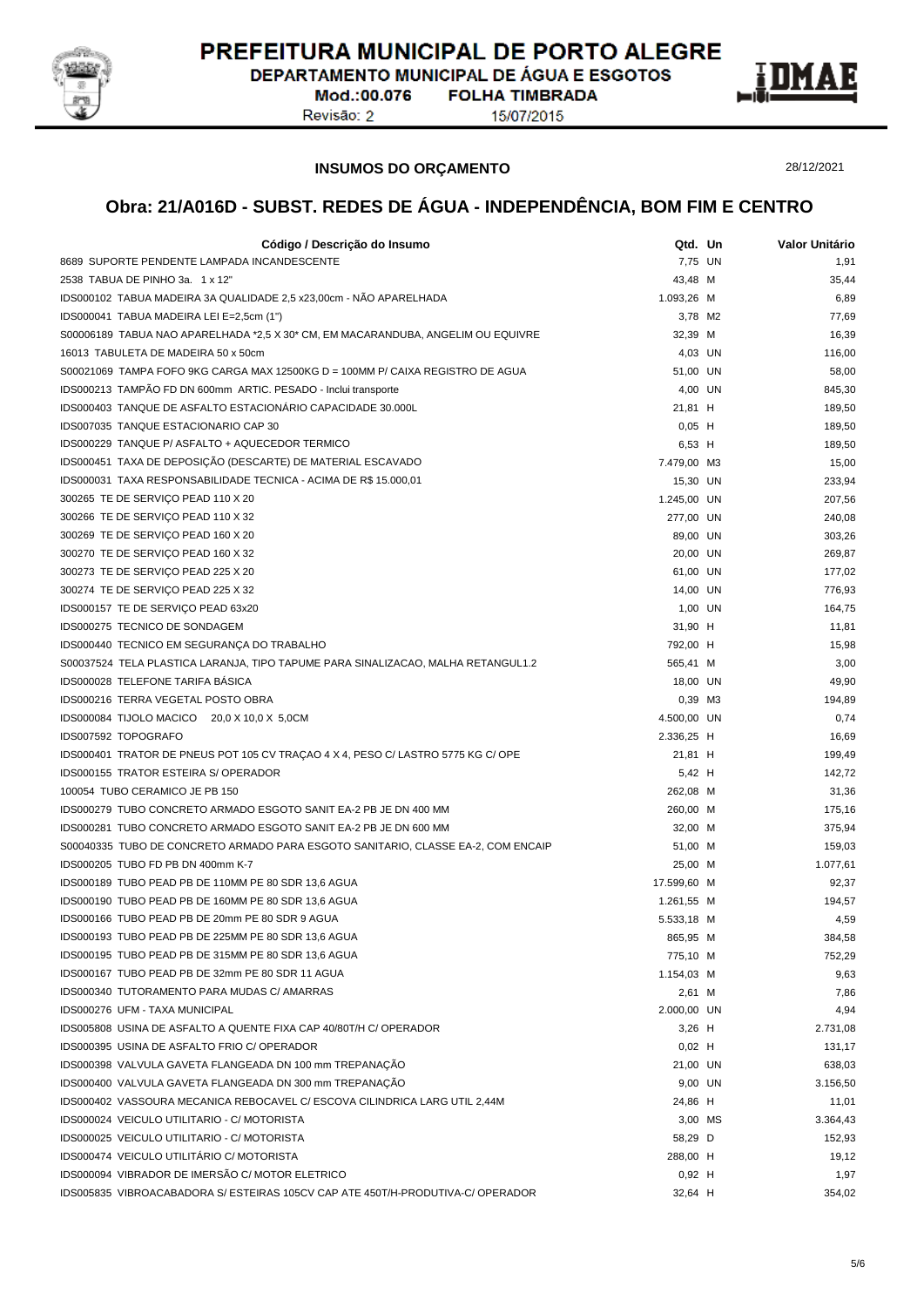# INSUMOS DO ORÇAMENTO

28/12/2021

## Obra: 21/A016D - SUBST. REDES DE ÁGUA - INDEPENDÊNCIA, BOM FIM E CENTRO

| Código / Descrição do Insumo | Qtd. | Un | Valor Unitário |
|---|---|---|---|
| 8689 SUPORTE PENDENTE LAMPADA INCANDESCENTE | 7,75 | UN | 1,91 |
| 2538 TABUA DE PINHO 3a. 1 x 12" | 43,48 | M | 35,44 |
| IDS000102 TABUA MADEIRA 3A QUALIDADE 2,5 x23,00cm - NÃO APARELHADA | 1.093,26 | M | 6,89 |
| IDS000041 TABUA MADEIRA LEI E=2,5cm (1") | 3,78 | M2 | 77,69 |
| S00006189 TABUA NAO APARELHADA *2,5 X 30* CM, EM MACARANDUBA, ANGELIM OU EQUIVRE | 32,39 | M | 16,39 |
| 16013 TABULETA DE MADEIRA 50 x 50cm | 4,03 | UN | 116,00 |
| S00021069 TAMPA FOFO 9KG CARGA MAX 12500KG D = 100MM P/ CAIXA REGISTRO DE AGUA | 51,00 | UN | 58,00 |
| IDS000213 TAMPÃO FD DN 600mm ARTIC. PESADO - Inclui transporte | 4,00 | UN | 845,30 |
| IDS000403 TANQUE DE ASFALTO ESTACIONÁRIO CAPACIDADE 30.000L | 21,81 | H | 189,50 |
| IDS007035 TANQUE ESTACIONARIO CAP 30 | 0,05 | H | 189,50 |
| IDS000229 TANQUE P/ ASFALTO + AQUECEDOR TERMICO | 6,53 | H | 189,50 |
| IDS000451 TAXA DE DEPOSIÇÃO (DESCARTE) DE MATERIAL ESCAVADO | 7.479,00 | M3 | 15,00 |
| IDS000031 TAXA RESPONSABILIDADE TECNICA - ACIMA DE R$ 15.000,01 | 15,30 | UN | 233,94 |
| 300265 TE DE SERVIÇO PEAD 110 X 20 | 1.245,00 | UN | 207,56 |
| 300266 TE DE SERVIÇO PEAD 110 X 32 | 277,00 | UN | 240,08 |
| 300269 TE DE SERVIÇO PEAD 160 X 20 | 89,00 | UN | 303,26 |
| 300270 TE DE SERVIÇO PEAD 160 X 32 | 20,00 | UN | 269,87 |
| 300273 TE DE SERVIÇO PEAD 225 X 20 | 61,00 | UN | 177,02 |
| 300274 TE DE SERVIÇO PEAD 225 X 32 | 14,00 | UN | 776,93 |
| IDS000157 TE DE SERVIÇO PEAD 63x20 | 1,00 | UN | 164,75 |
| IDS000275 TECNICO DE SONDAGEM | 31,90 | H | 11,81 |
| IDS000440 TECNICO EM SEGURANÇA DO TRABALHO | 792,00 | H | 15,98 |
| S00037524 TELA PLASTICA LARANJA, TIPO TAPUME PARA SINALIZACAO, MALHA RETANGUL1.2 | 565,41 | M | 3,00 |
| IDS000028 TELEFONE TARIFA BÁSICA | 18,00 | UN | 49,90 |
| IDS000216 TERRA VEGETAL POSTO OBRA | 0,39 | M3 | 194,89 |
| IDS000084 TIJOLO MACICO 20,0 X 10,0 X 5,0CM | 4.500,00 | UN | 0,74 |
| IDS007592 TOPOGRAFO | 2.336,25 | H | 16,69 |
| IDS000401 TRATOR DE PNEUS POT 105 CV TRAÇAO 4 X 4, PESO C/ LASTRO 5775 KG C/ OPE | 21,81 | H | 199,49 |
| IDS000155 TRATOR ESTEIRA S/ OPERADOR | 5,42 | H | 142,72 |
| 100054 TUBO CERAMICO JE PB 150 | 262,08 | M | 31,36 |
| IDS000279 TUBO CONCRETO ARMADO ESGOTO SANIT EA-2 PB JE DN 400 MM | 260,00 | M | 175,16 |
| IDS000281 TUBO CONCRETO ARMADO ESGOTO SANIT EA-2 PB JE DN 600 MM | 32,00 | M | 375,94 |
| S00040335 TUBO DE CONCRETO ARMADO PARA ESGOTO SANITARIO, CLASSE EA-2, COM ENCAIP | 51,00 | M | 159,03 |
| IDS000205 TUBO FD PB DN 400mm K-7 | 25,00 | M | 1.077,61 |
| IDS000189 TUBO PEAD PB DE 110MM PE 80 SDR 13,6 AGUA | 17.599,60 | M | 92,37 |
| IDS000190 TUBO PEAD PB DE 160MM PE 80 SDR 13,6 AGUA | 1.261,55 | M | 194,57 |
| IDS000166 TUBO PEAD PB DE 20mm PE 80 SDR 9 AGUA | 5.533,18 | M | 4,59 |
| IDS000193 TUBO PEAD PB DE 225MM PE 80 SDR 13,6 AGUA | 865,95 | M | 384,58 |
| IDS000195 TUBO PEAD PB DE 315MM PE 80 SDR 13,6 AGUA | 775,10 | M | 752,29 |
| IDS000167 TUBO PEAD PB DE 32mm PE 80 SDR 11 AGUA | 1.154,03 | M | 9,63 |
| IDS000340 TUTORAMENTO PARA MUDAS C/ AMARRAS | 2,61 | M | 7,86 |
| IDS000276 UFM - TAXA MUNICIPAL | 2.000,00 | UN | 4,94 |
| IDS005808 USINA DE ASFALTO A QUENTE FIXA CAP 40/80T/H C/ OPERADOR | 3,26 | H | 2.731,08 |
| IDS000395 USINA DE ASFALTO FRIO C/ OPERADOR | 0,02 | H | 131,17 |
| IDS000398 VALVULA GAVETA FLANGEADA DN 100 mm TREPANAÇÃO | 21,00 | UN | 638,03 |
| IDS000400 VALVULA GAVETA FLANGEADA DN 300 mm TREPANAÇÃO | 9,00 | UN | 3.156,50 |
| IDS000402 VASSOURA MECANICA REBOCAVEL C/ ESCOVA CILINDRICA LARG UTIL 2,44M | 24,86 | H | 11,01 |
| IDS000024 VEICULO UTILITARIO - C/ MOTORISTA | 3,00 | MS | 3.364,43 |
| IDS000025 VEICULO UTILITARIO - C/ MOTORISTA | 58,29 | D | 152,93 |
| IDS000474 VEICULO UTILITÁRIO C/ MOTORISTA | 288,00 | H | 19,12 |
| IDS000094 VIBRADOR DE IMERSÃO C/ MOTOR ELETRICO | 0,92 | H | 1,97 |
| IDS005835 VIBROACABADORA S/ ESTEIRAS 105CV CAP ATE 450T/H-PRODUTIVA-C/ OPERADOR | 32,64 | H | 354,02 |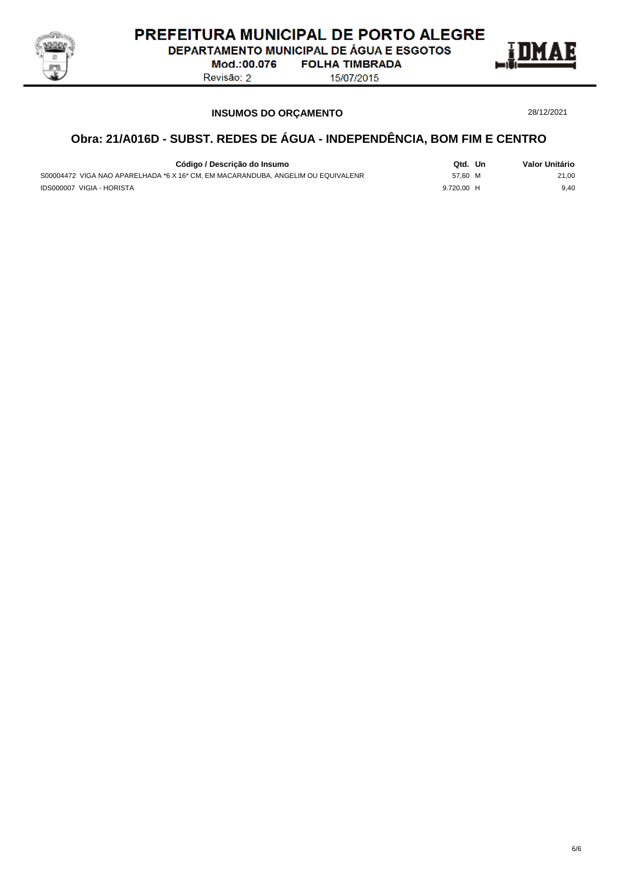**INSUMOS DO ORÇAMENTO** 28/12/2021

## Obra: 21/A016D - SUBST. REDES DE ÁGUA - INDEPENDÊNCIA, BOM FIM E CENTRO

| Código / Descrição do Insumo | Qtd. | Un | Valor Unitário |
|---|---|---|---|
| S00004472 VIGA NAO APARELHADA *6 X 16* CM, EM MACARANDUBA, ANGELIM OU EQUIVALENR | 57,60 | M | 21,00 |
| IDS000007 VIGIA - HORISTA | 9.720,00 | H | 9,40 |